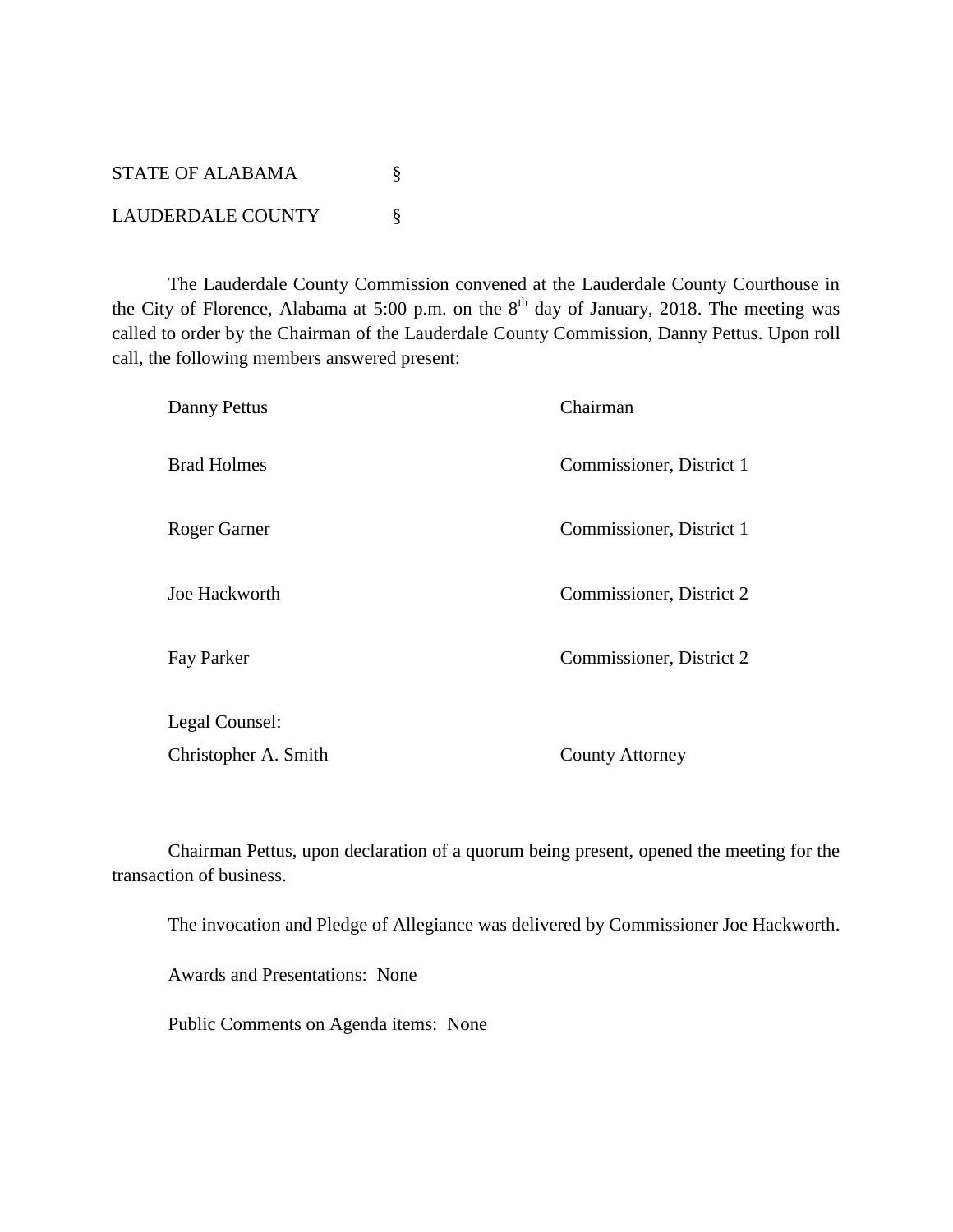STATE OF ALABAMA §

LAUDERDALE COUNTY §

The Lauderdale County Commission convened at the Lauderdale County Courthouse in the City of Florence, Alabama at 5:00 p.m. on the 8th day of January, 2018. The meeting was called to order by the Chairman of the Lauderdale County Commission, Danny Pettus. Upon roll call, the following members answered present:

| | |
|---|---|
| Danny Pettus | Chairman |
| Brad Holmes | Commissioner, District 1 |
| Roger Garner | Commissioner, District 1 |
| Joe Hackworth | Commissioner, District 2 |
| Fay Parker | Commissioner, District 2 |
| Legal Counsel: | |
| Christopher A. Smith | County Attorney |

Chairman Pettus, upon declaration of a quorum being present, opened the meeting for the transaction of business.

The invocation and Pledge of Allegiance was delivered by Commissioner Joe Hackworth.

Awards and Presentations: None

Public Comments on Agenda items: None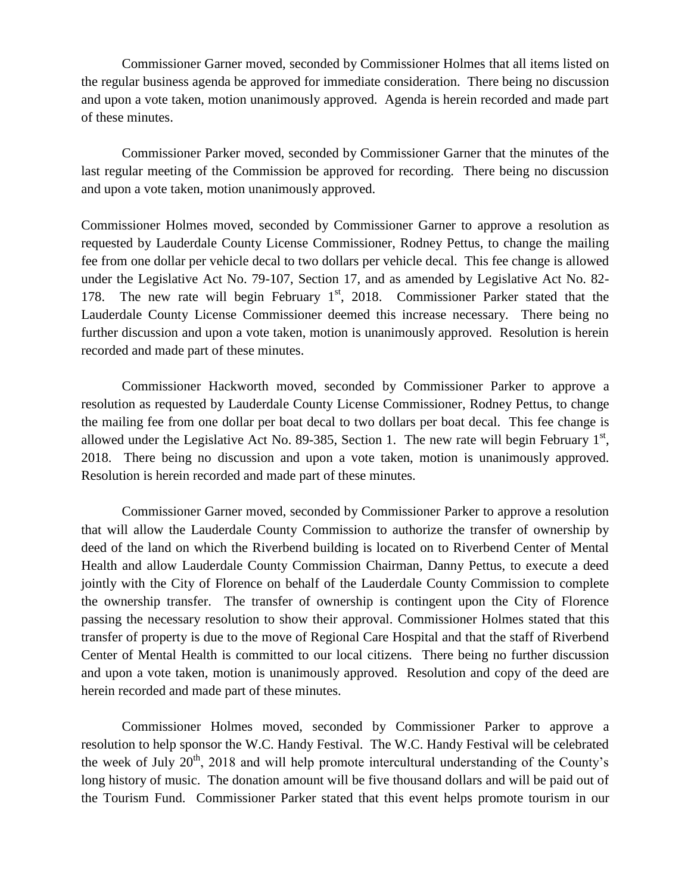Commissioner Garner moved, seconded by Commissioner Holmes that all items listed on the regular business agenda be approved for immediate consideration. There being no discussion and upon a vote taken, motion unanimously approved. Agenda is herein recorded and made part of these minutes.

Commissioner Parker moved, seconded by Commissioner Garner that the minutes of the last regular meeting of the Commission be approved for recording. There being no discussion and upon a vote taken, motion unanimously approved.

Commissioner Holmes moved, seconded by Commissioner Garner to approve a resolution as requested by Lauderdale County License Commissioner, Rodney Pettus, to change the mailing fee from one dollar per vehicle decal to two dollars per vehicle decal. This fee change is allowed under the Legislative Act No. 79-107, Section 17, and as amended by Legislative Act No. 82-178. The new rate will begin February 1st, 2018. Commissioner Parker stated that the Lauderdale County License Commissioner deemed this increase necessary. There being no further discussion and upon a vote taken, motion is unanimously approved. Resolution is herein recorded and made part of these minutes.

Commissioner Hackworth moved, seconded by Commissioner Parker to approve a resolution as requested by Lauderdale County License Commissioner, Rodney Pettus, to change the mailing fee from one dollar per boat decal to two dollars per boat decal. This fee change is allowed under the Legislative Act No. 89-385, Section 1. The new rate will begin February 1st, 2018. There being no discussion and upon a vote taken, motion is unanimously approved. Resolution is herein recorded and made part of these minutes.

Commissioner Garner moved, seconded by Commissioner Parker to approve a resolution that will allow the Lauderdale County Commission to authorize the transfer of ownership by deed of the land on which the Riverbend building is located on to Riverbend Center of Mental Health and allow Lauderdale County Commission Chairman, Danny Pettus, to execute a deed jointly with the City of Florence on behalf of the Lauderdale County Commission to complete the ownership transfer. The transfer of ownership is contingent upon the City of Florence passing the necessary resolution to show their approval. Commissioner Holmes stated that this transfer of property is due to the move of Regional Care Hospital and that the staff of Riverbend Center of Mental Health is committed to our local citizens. There being no further discussion and upon a vote taken, motion is unanimously approved. Resolution and copy of the deed are herein recorded and made part of these minutes.

Commissioner Holmes moved, seconded by Commissioner Parker to approve a resolution to help sponsor the W.C. Handy Festival. The W.C. Handy Festival will be celebrated the week of July 20th, 2018 and will help promote intercultural understanding of the County's long history of music. The donation amount will be five thousand dollars and will be paid out of the Tourism Fund. Commissioner Parker stated that this event helps promote tourism in our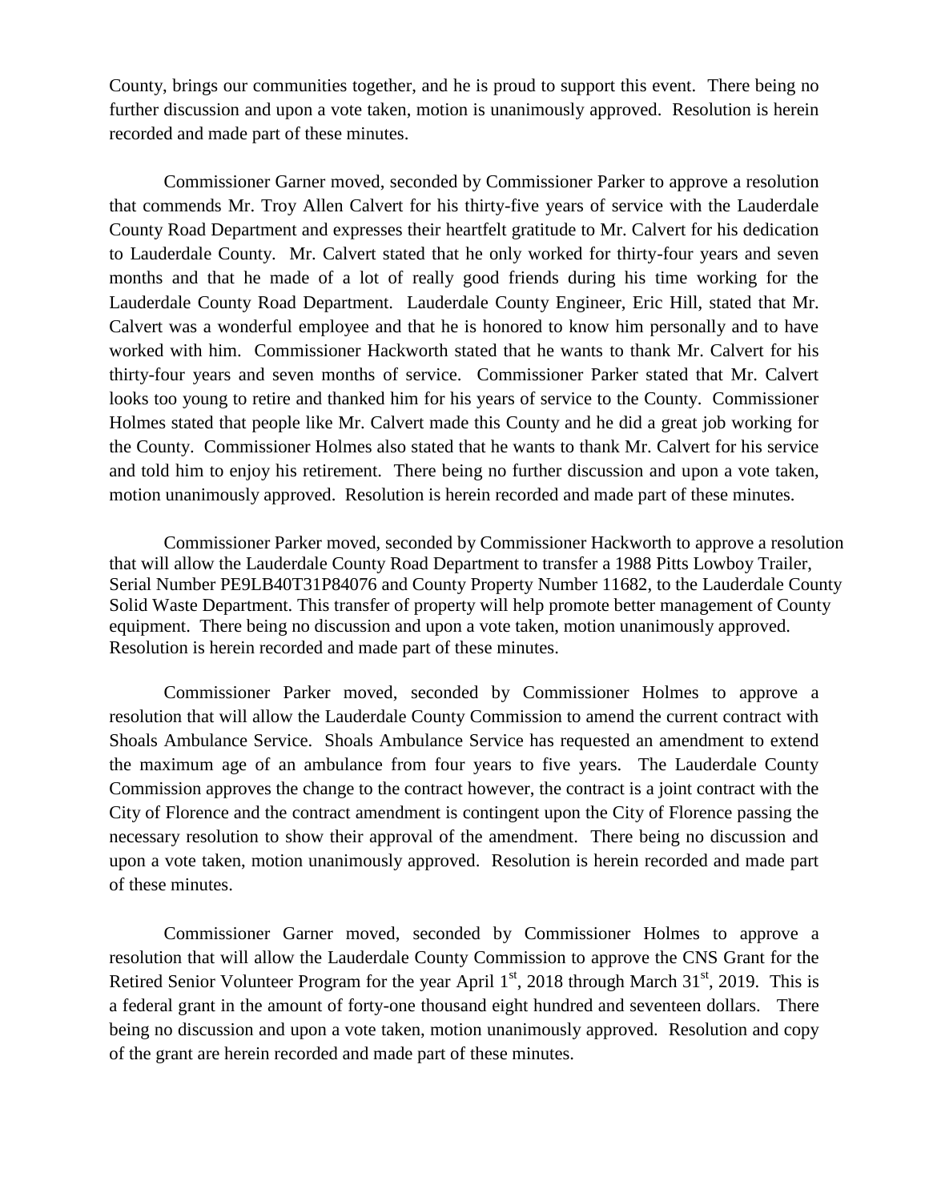County, brings our communities together, and he is proud to support this event. There being no further discussion and upon a vote taken, motion is unanimously approved. Resolution is herein recorded and made part of these minutes.

Commissioner Garner moved, seconded by Commissioner Parker to approve a resolution that commends Mr. Troy Allen Calvert for his thirty-five years of service with the Lauderdale County Road Department and expresses their heartfelt gratitude to Mr. Calvert for his dedication to Lauderdale County. Mr. Calvert stated that he only worked for thirty-four years and seven months and that he made of a lot of really good friends during his time working for the Lauderdale County Road Department. Lauderdale County Engineer, Eric Hill, stated that Mr. Calvert was a wonderful employee and that he is honored to know him personally and to have worked with him. Commissioner Hackworth stated that he wants to thank Mr. Calvert for his thirty-four years and seven months of service. Commissioner Parker stated that Mr. Calvert looks too young to retire and thanked him for his years of service to the County. Commissioner Holmes stated that people like Mr. Calvert made this County and he did a great job working for the County. Commissioner Holmes also stated that he wants to thank Mr. Calvert for his service and told him to enjoy his retirement. There being no further discussion and upon a vote taken, motion unanimously approved. Resolution is herein recorded and made part of these minutes.

Commissioner Parker moved, seconded by Commissioner Hackworth to approve a resolution that will allow the Lauderdale County Road Department to transfer a 1988 Pitts Lowboy Trailer, Serial Number PE9LB40T31P84076 and County Property Number 11682, to the Lauderdale County Solid Waste Department. This transfer of property will help promote better management of County equipment. There being no discussion and upon a vote taken, motion unanimously approved. Resolution is herein recorded and made part of these minutes.

Commissioner Parker moved, seconded by Commissioner Holmes to approve a resolution that will allow the Lauderdale County Commission to amend the current contract with Shoals Ambulance Service. Shoals Ambulance Service has requested an amendment to extend the maximum age of an ambulance from four years to five years. The Lauderdale County Commission approves the change to the contract however, the contract is a joint contract with the City of Florence and the contract amendment is contingent upon the City of Florence passing the necessary resolution to show their approval of the amendment. There being no discussion and upon a vote taken, motion unanimously approved. Resolution is herein recorded and made part of these minutes.

Commissioner Garner moved, seconded by Commissioner Holmes to approve a resolution that will allow the Lauderdale County Commission to approve the CNS Grant for the Retired Senior Volunteer Program for the year April 1st, 2018 through March 31st, 2019. This is a federal grant in the amount of forty-one thousand eight hundred and seventeen dollars. There being no discussion and upon a vote taken, motion unanimously approved. Resolution and copy of the grant are herein recorded and made part of these minutes.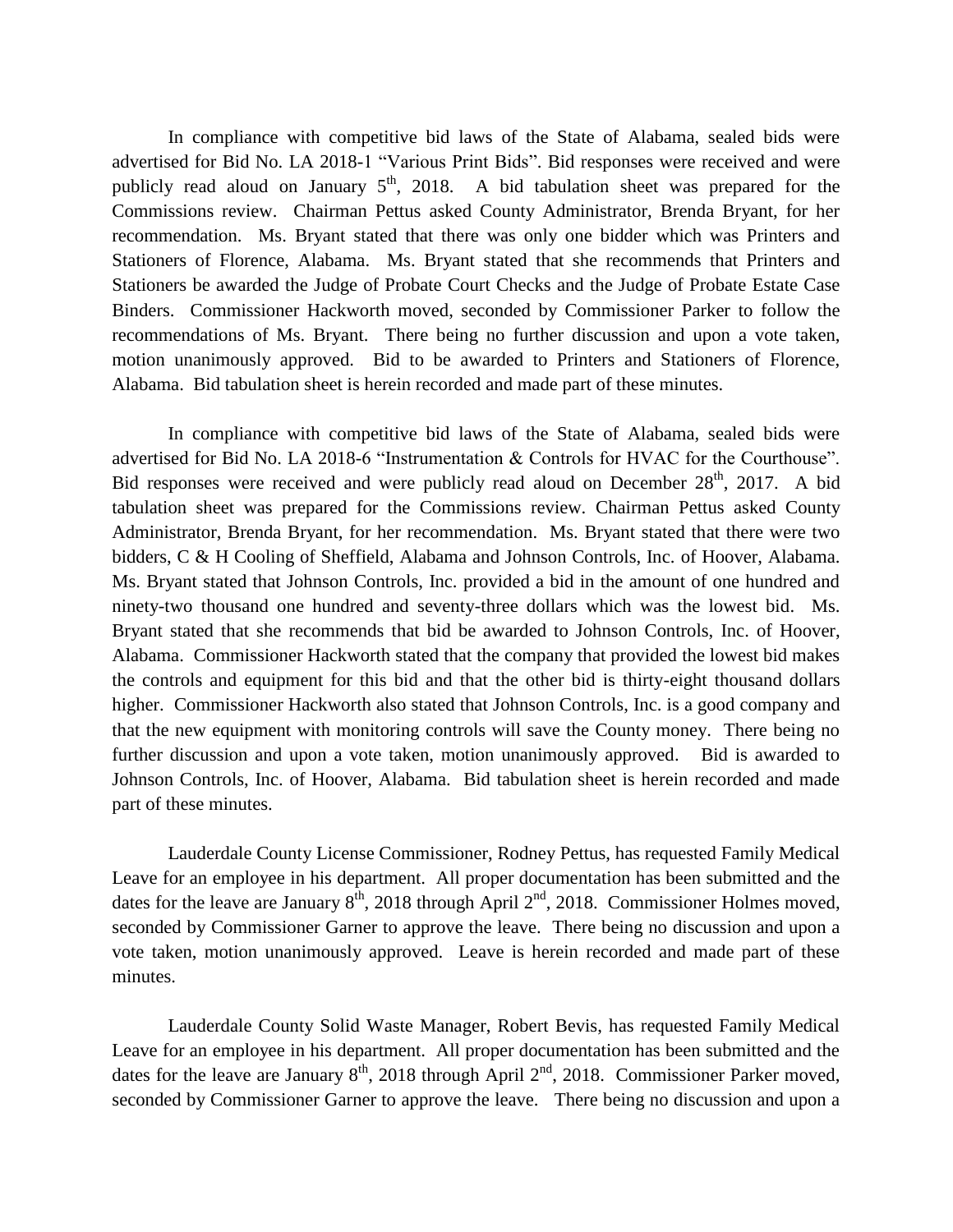In compliance with competitive bid laws of the State of Alabama, sealed bids were advertised for Bid No. LA 2018-1 "Various Print Bids". Bid responses were received and were publicly read aloud on January 5th, 2018. A bid tabulation sheet was prepared for the Commissions review. Chairman Pettus asked County Administrator, Brenda Bryant, for her recommendation. Ms. Bryant stated that there was only one bidder which was Printers and Stationers of Florence, Alabama. Ms. Bryant stated that she recommends that Printers and Stationers be awarded the Judge of Probate Court Checks and the Judge of Probate Estate Case Binders. Commissioner Hackworth moved, seconded by Commissioner Parker to follow the recommendations of Ms. Bryant. There being no further discussion and upon a vote taken, motion unanimously approved. Bid to be awarded to Printers and Stationers of Florence, Alabama. Bid tabulation sheet is herein recorded and made part of these minutes.

In compliance with competitive bid laws of the State of Alabama, sealed bids were advertised for Bid No. LA 2018-6 "Instrumentation & Controls for HVAC for the Courthouse". Bid responses were received and were publicly read aloud on December 28th, 2017. A bid tabulation sheet was prepared for the Commissions review. Chairman Pettus asked County Administrator, Brenda Bryant, for her recommendation. Ms. Bryant stated that there were two bidders, C & H Cooling of Sheffield, Alabama and Johnson Controls, Inc. of Hoover, Alabama. Ms. Bryant stated that Johnson Controls, Inc. provided a bid in the amount of one hundred and ninety-two thousand one hundred and seventy-three dollars which was the lowest bid. Ms. Bryant stated that she recommends that bid be awarded to Johnson Controls, Inc. of Hoover, Alabama. Commissioner Hackworth stated that the company that provided the lowest bid makes the controls and equipment for this bid and that the other bid is thirty-eight thousand dollars higher. Commissioner Hackworth also stated that Johnson Controls, Inc. is a good company and that the new equipment with monitoring controls will save the County money. There being no further discussion and upon a vote taken, motion unanimously approved. Bid is awarded to Johnson Controls, Inc. of Hoover, Alabama. Bid tabulation sheet is herein recorded and made part of these minutes.

Lauderdale County License Commissioner, Rodney Pettus, has requested Family Medical Leave for an employee in his department. All proper documentation has been submitted and the dates for the leave are January 8th, 2018 through April 2nd, 2018. Commissioner Holmes moved, seconded by Commissioner Garner to approve the leave. There being no discussion and upon a vote taken, motion unanimously approved. Leave is herein recorded and made part of these minutes.

Lauderdale County Solid Waste Manager, Robert Bevis, has requested Family Medical Leave for an employee in his department. All proper documentation has been submitted and the dates for the leave are January 8th, 2018 through April 2nd, 2018. Commissioner Parker moved, seconded by Commissioner Garner to approve the leave. There being no discussion and upon a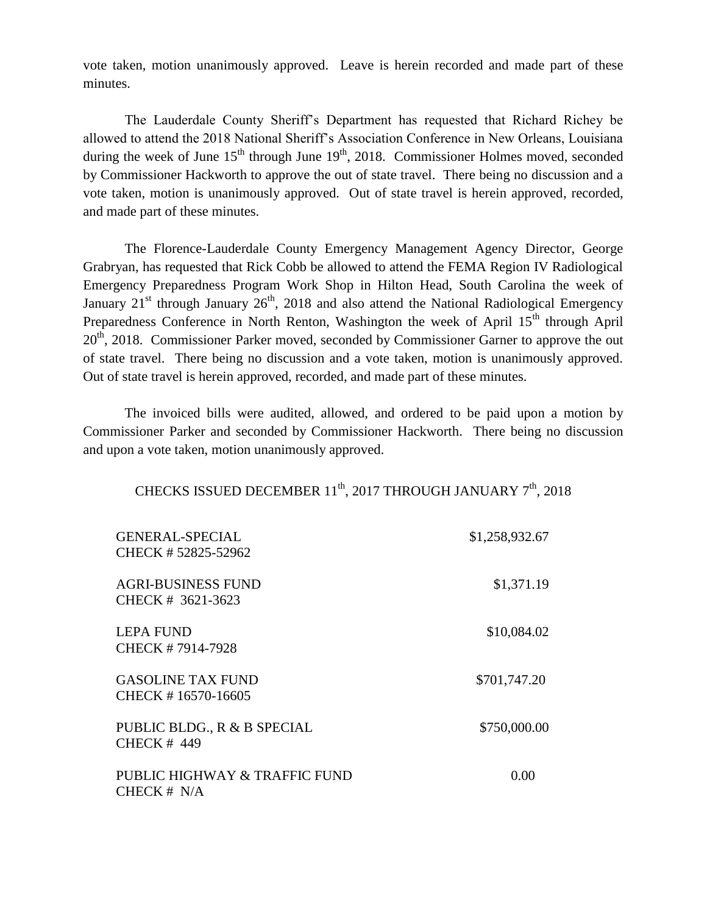vote taken, motion unanimously approved. Leave is herein recorded and made part of these minutes.

The Lauderdale County Sheriff's Department has requested that Richard Richey be allowed to attend the 2018 National Sheriff's Association Conference in New Orleans, Louisiana during the week of June 15th through June 19th, 2018. Commissioner Holmes moved, seconded by Commissioner Hackworth to approve the out of state travel. There being no discussion and a vote taken, motion is unanimously approved. Out of state travel is herein approved, recorded, and made part of these minutes.

The Florence-Lauderdale County Emergency Management Agency Director, George Grabryan, has requested that Rick Cobb be allowed to attend the FEMA Region IV Radiological Emergency Preparedness Program Work Shop in Hilton Head, South Carolina the week of January 21st through January 26th, 2018 and also attend the National Radiological Emergency Preparedness Conference in North Renton, Washington the week of April 15th through April 20th, 2018. Commissioner Parker moved, seconded by Commissioner Garner to approve the out of state travel. There being no discussion and a vote taken, motion is unanimously approved. Out of state travel is herein approved, recorded, and made part of these minutes.

The invoiced bills were audited, allowed, and ordered to be paid upon a motion by Commissioner Parker and seconded by Commissioner Hackworth. There being no discussion and upon a vote taken, motion unanimously approved.

CHECKS ISSUED DECEMBER 11th, 2017 THROUGH JANUARY 7th, 2018

| | |
|---|---|
| GENERAL-SPECIAL<br>CHECK # 52825-52962 | $1,258,932.67 |
| AGRI-BUSINESS FUND<br>CHECK # 3621-3623 | $1,371.19 |
| LEPA FUND<br>CHECK # 7914-7928 | $10,084.02 |
| GASOLINE TAX FUND<br>CHECK # 16570-16605 | $701,747.20 |
| PUBLIC BLDG., R & B SPECIAL<br>CHECK # 449 | $750,000.00 |
| PUBLIC HIGHWAY & TRAFFIC FUND<br>CHECK # N/A | 0.00 |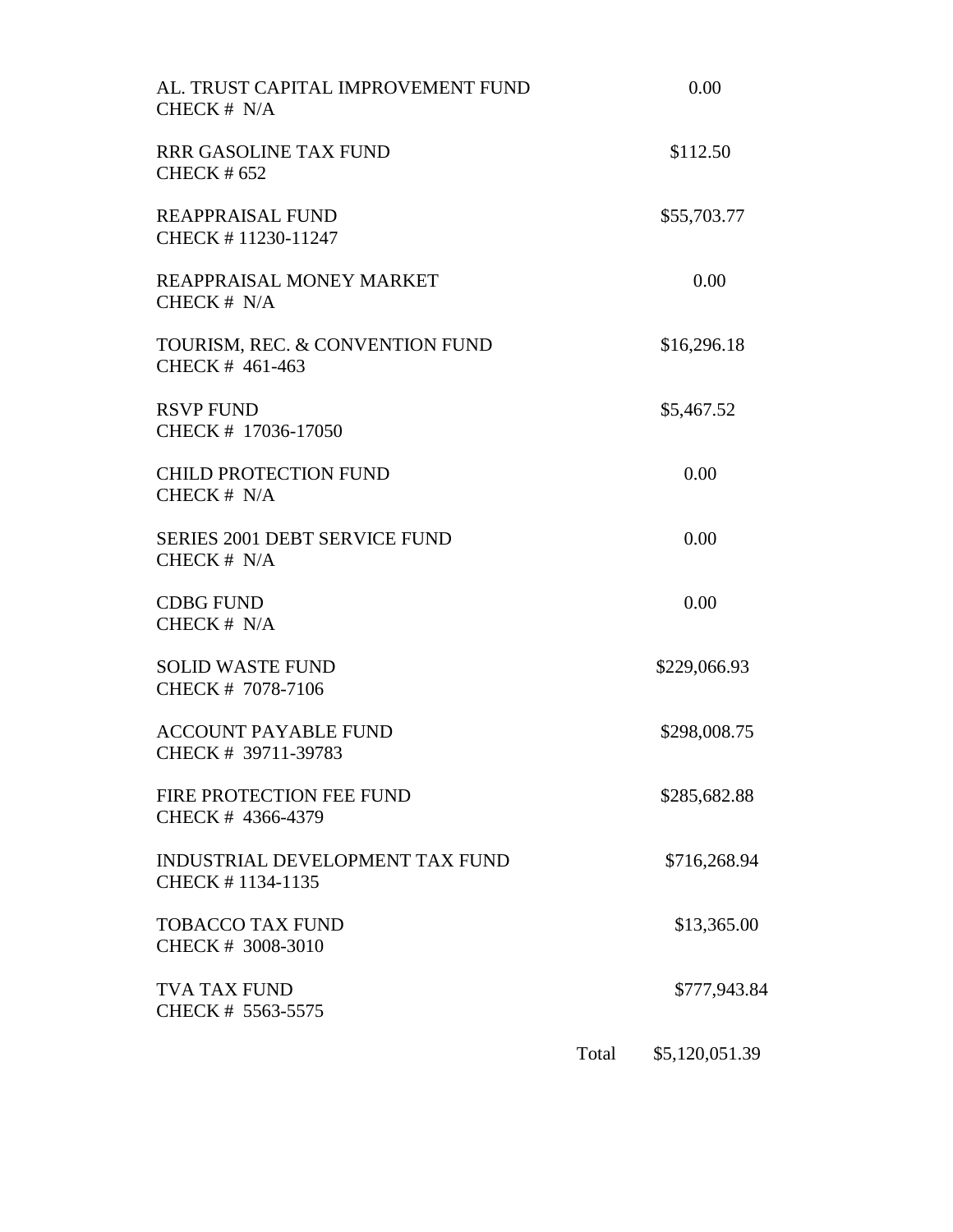| | |
|---|---|
| AL. TRUST CAPITAL IMPROVEMENT FUND<br>CHECK # N/A | 0.00 |
| RRR GASOLINE TAX FUND<br>CHECK # 652 | $112.50 |
| REAPPRAISAL FUND<br>CHECK # 11230-11247 | $55,703.77 |
| REAPPRAISAL MONEY MARKET<br>CHECK # N/A | 0.00 |
| TOURISM, REC. & CONVENTION FUND<br>CHECK # 461-463 | $16,296.18 |
| RSVP FUND<br>CHECK # 17036-17050 | $5,467.52 |
| CHILD PROTECTION FUND<br>CHECK # N/A | 0.00 |
| SERIES 2001 DEBT SERVICE FUND<br>CHECK # N/A | 0.00 |
| CDBG FUND<br>CHECK # N/A | 0.00 |
| SOLID WASTE FUND<br>CHECK # 7078-7106 | $229,066.93 |
| ACCOUNT PAYABLE FUND<br>CHECK # 39711-39783 | $298,008.75 |
| FIRE PROTECTION FEE FUND<br>CHECK # 4366-4379 | $285,682.88 |
| INDUSTRIAL DEVELOPMENT TAX FUND<br>CHECK # 1134-1135 | $716,268.94 |
| TOBACCO TAX FUND<br>CHECK # 3008-3010 | $13,365.00 |
| TVA TAX FUND<br>CHECK # 5563-5575 | $777,943.84 |
| Total | $5,120,051.39 |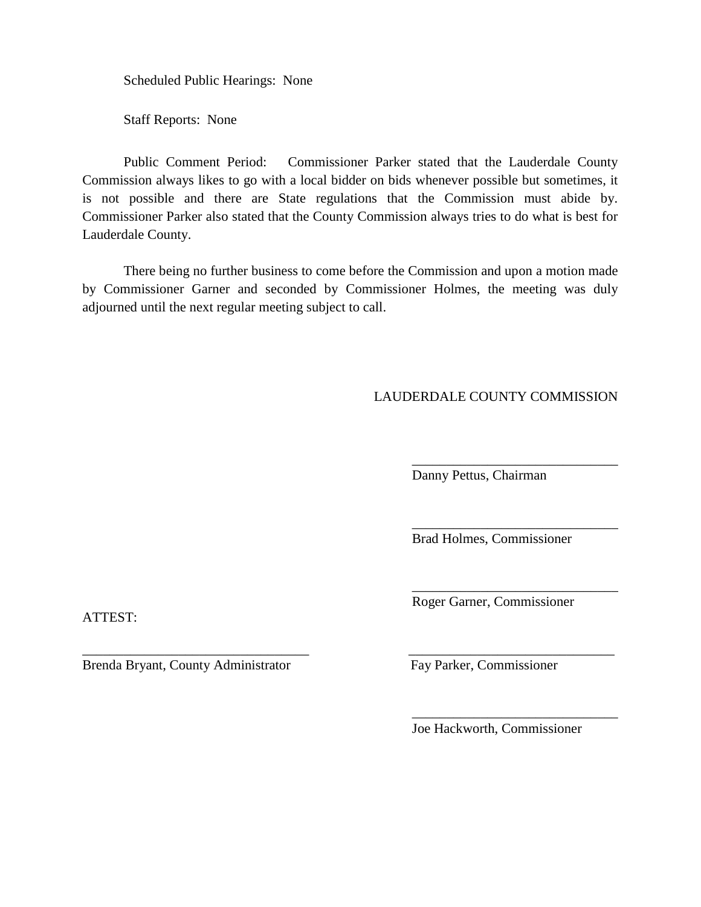Scheduled Public Hearings: None

Staff Reports: None

Public Comment Period: Commissioner Parker stated that the Lauderdale County Commission always likes to go with a local bidder on bids whenever possible but sometimes, it is not possible and there are State regulations that the Commission must abide by. Commissioner Parker also stated that the County Commission always tries to do what is best for Lauderdale County.

There being no further business to come before the Commission and upon a motion made by Commissioner Garner and seconded by Commissioner Holmes, the meeting was duly adjourned until the next regular meeting subject to call.

LAUDERDALE COUNTY COMMISSION

______________________________
Danny Pettus, Chairman

______________________________
Brad Holmes, Commissioner

______________________________
Roger Garner, Commissioner

ATTEST:

______________________________
Brenda Bryant, County Administrator

______________________________
Fay Parker, Commissioner

______________________________
Joe Hackworth, Commissioner